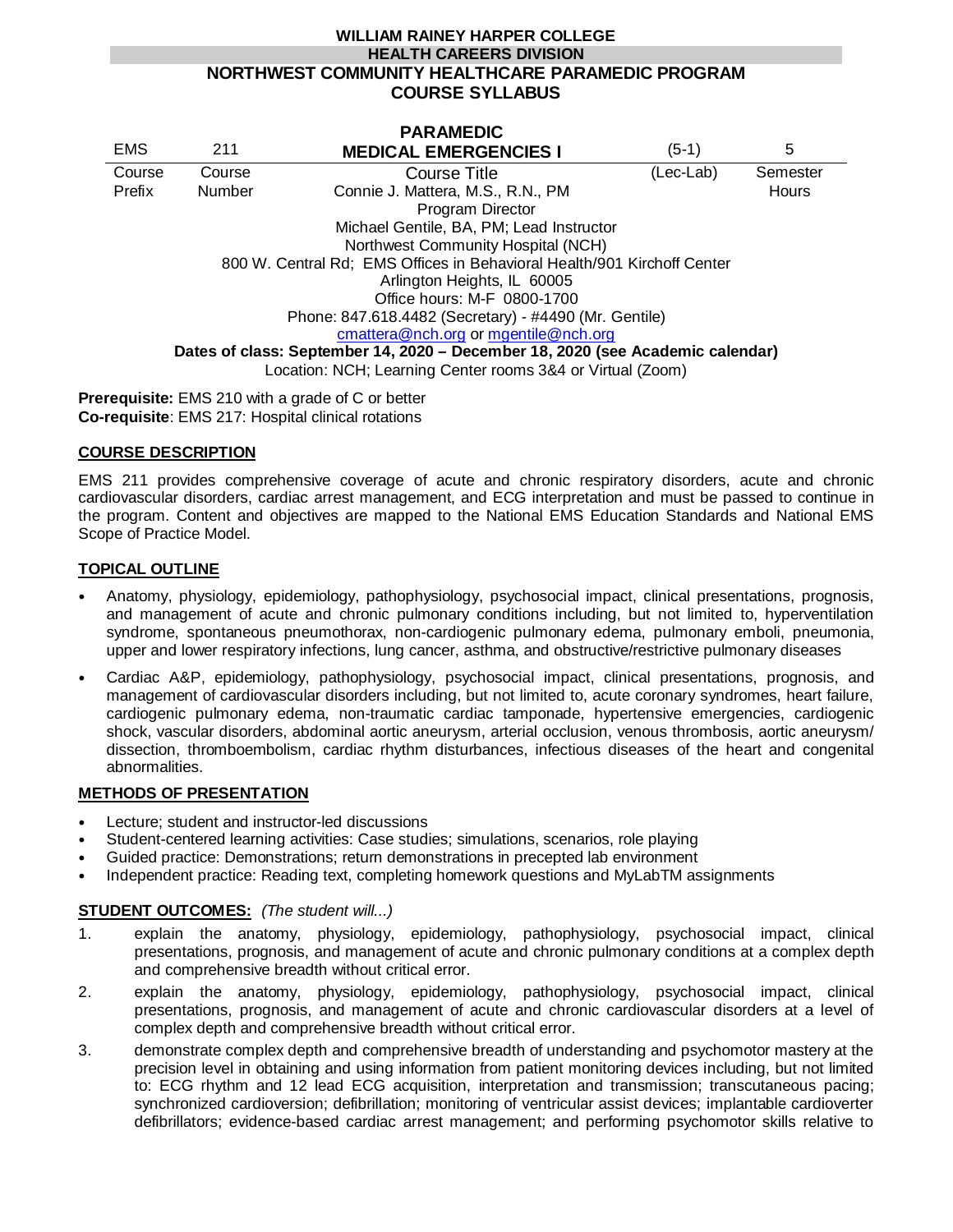**WILLIAM RAINEY HARPER COLLEGE**
**HEALTH CAREERS DIVISION**
**NORTHWEST COMMUNITY HEALTHCARE PARAMEDIC PROGRAM**
**COURSE SYLLABUS**

| EMS | 211 | **PARAMEDIC MEDICAL EMERGENCIES I** | (5-1) | 5 |
|---|---|---|---|---|
| Course Prefix | Course Number | Course Title | (Lec-Lab) | Semester Hours |

Connie J. Mattera, M.S., R.N., PM
Program Director
Michael Gentile, BA, PM; Lead Instructor
Northwest Community Hospital (NCH)
800 W. Central Rd; EMS Offices in Behavioral Health/901 Kirchoff Center
Arlington Heights, IL 60005
Office hours: M-F 0800-1700
Phone: 847.618.4482 (Secretary) - #4490 (Mr. Gentile)
cmattera@nch.org or mgentile@nch.org
**Dates of class: September 14, 2020 – December 18, 2020 (see Academic calendar)**
Location: NCH; Learning Center rooms 3&4 or Virtual (Zoom)

**Prerequisite:** EMS 210 with a grade of C or better
**Co-requisite**: EMS 217: Hospital clinical rotations

## COURSE DESCRIPTION

EMS 211 provides comprehensive coverage of acute and chronic respiratory disorders, acute and chronic cardiovascular disorders, cardiac arrest management, and ECG interpretation and must be passed to continue in the program. Content and objectives are mapped to the National EMS Education Standards and National EMS Scope of Practice Model.

## TOPICAL OUTLINE

- Anatomy, physiology, epidemiology, pathophysiology, psychosocial impact, clinical presentations, prognosis, and management of acute and chronic pulmonary conditions including, but not limited to, hyperventilation syndrome, spontaneous pneumothorax, non-cardiogenic pulmonary edema, pulmonary emboli, pneumonia, upper and lower respiratory infections, lung cancer, asthma, and obstructive/restrictive pulmonary diseases
- Cardiac A&P, epidemiology, pathophysiology, psychosocial impact, clinical presentations, prognosis, and management of cardiovascular disorders including, but not limited to, acute coronary syndromes, heart failure, cardiogenic pulmonary edema, non-traumatic cardiac tamponade, hypertensive emergencies, cardiogenic shock, vascular disorders, abdominal aortic aneurysm, arterial occlusion, venous thrombosis, aortic aneurysm/ dissection, thromboembolism, cardiac rhythm disturbances, infectious diseases of the heart and congenital abnormalities.

## METHODS OF PRESENTATION

- Lecture; student and instructor-led discussions
- Student-centered learning activities: Case studies; simulations, scenarios, role playing
- Guided practice: Demonstrations; return demonstrations in precepted lab environment
- Independent practice: Reading text, completing homework questions and MyLabTM assignments

## STUDENT OUTCOMES: *(The student will...)*

1. explain the anatomy, physiology, epidemiology, pathophysiology, psychosocial impact, clinical presentations, prognosis, and management of acute and chronic pulmonary conditions at a complex depth and comprehensive breadth without critical error.
2. explain the anatomy, physiology, epidemiology, pathophysiology, psychosocial impact, clinical presentations, prognosis, and management of acute and chronic cardiovascular disorders at a level of complex depth and comprehensive breadth without critical error.
3. demonstrate complex depth and comprehensive breadth of understanding and psychomotor mastery at the precision level in obtaining and using information from patient monitoring devices including, but not limited to: ECG rhythm and 12 lead ECG acquisition, interpretation and transmission; transcutaneous pacing; synchronized cardioversion; defibrillation; monitoring of ventricular assist devices; implantable cardioverter defibrillators; evidence-based cardiac arrest management; and performing psychomotor skills relative to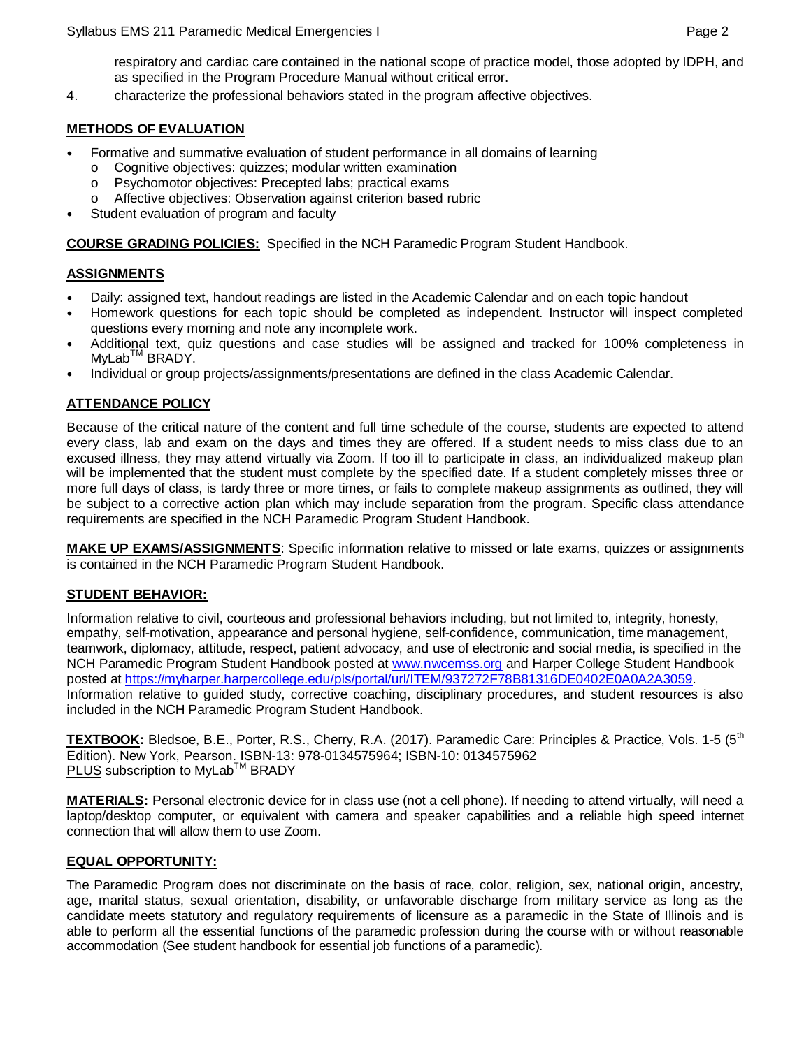respiratory and cardiac care contained in the national scope of practice model, those adopted by IDPH, and as specified in the Program Procedure Manual without critical error.

4. characterize the professional behaviors stated in the program affective objectives.

**METHODS OF EVALUATION**

- Formative and summative evaluation of student performance in all domains of learning
  - Cognitive objectives: quizzes; modular written examination
  - Psychomotor objectives: Precepted labs; practical exams
  - Affective objectives: Observation against criterion based rubric
- Student evaluation of program and faculty

**COURSE GRADING POLICIES:** Specified in the NCH Paramedic Program Student Handbook.

**ASSIGNMENTS**

- Daily: assigned text, handout readings are listed in the Academic Calendar and on each topic handout
- Homework questions for each topic should be completed as independent. Instructor will inspect completed questions every morning and note any incomplete work.
- Additional text, quiz questions and case studies will be assigned and tracked for 100% completeness in MyLab™ BRADY.
- Individual or group projects/assignments/presentations are defined in the class Academic Calendar.

**ATTENDANCE POLICY**

Because of the critical nature of the content and full time schedule of the course, students are expected to attend every class, lab and exam on the days and times they are offered. If a student needs to miss class due to an excused illness, they may attend virtually via Zoom. If too ill to participate in class, an individualized makeup plan will be implemented that the student must complete by the specified date. If a student completely misses three or more full days of class, is tardy three or more times, or fails to complete makeup assignments as outlined, they will be subject to a corrective action plan which may include separation from the program. Specific class attendance requirements are specified in the NCH Paramedic Program Student Handbook.

**MAKE UP EXAMS/ASSIGNMENTS**: Specific information relative to missed or late exams, quizzes or assignments is contained in the NCH Paramedic Program Student Handbook.

**STUDENT BEHAVIOR:**

Information relative to civil, courteous and professional behaviors including, but not limited to, integrity, honesty, empathy, self-motivation, appearance and personal hygiene, self-confidence, communication, time management, teamwork, diplomacy, attitude, respect, patient advocacy, and use of electronic and social media, is specified in the NCH Paramedic Program Student Handbook posted at www.nwcemss.org and Harper College Student Handbook posted at https://myharper.harpercollege.edu/pls/portal/url/ITEM/937272F78B81316DE0402E0A0A2A3059. Information relative to guided study, corrective coaching, disciplinary procedures, and student resources is also included in the NCH Paramedic Program Student Handbook.

**TEXTBOOK:** Bledsoe, B.E., Porter, R.S., Cherry, R.A. (2017). Paramedic Care: Principles & Practice, Vols. 1-5 (5th Edition). New York, Pearson. ISBN-13: 978-0134575964; ISBN-10: 0134575962
PLUS subscription to MyLab™ BRADY

**MATERIALS:** Personal electronic device for in class use (not a cell phone). If needing to attend virtually, will need a laptop/desktop computer, or equivalent with camera and speaker capabilities and a reliable high speed internet connection that will allow them to use Zoom.

**EQUAL OPPORTUNITY:**

The Paramedic Program does not discriminate on the basis of race, color, religion, sex, national origin, ancestry, age, marital status, sexual orientation, disability, or unfavorable discharge from military service as long as the candidate meets statutory and regulatory requirements of licensure as a paramedic in the State of Illinois and is able to perform all the essential functions of the paramedic profession during the course with or without reasonable accommodation (See student handbook for essential job functions of a paramedic).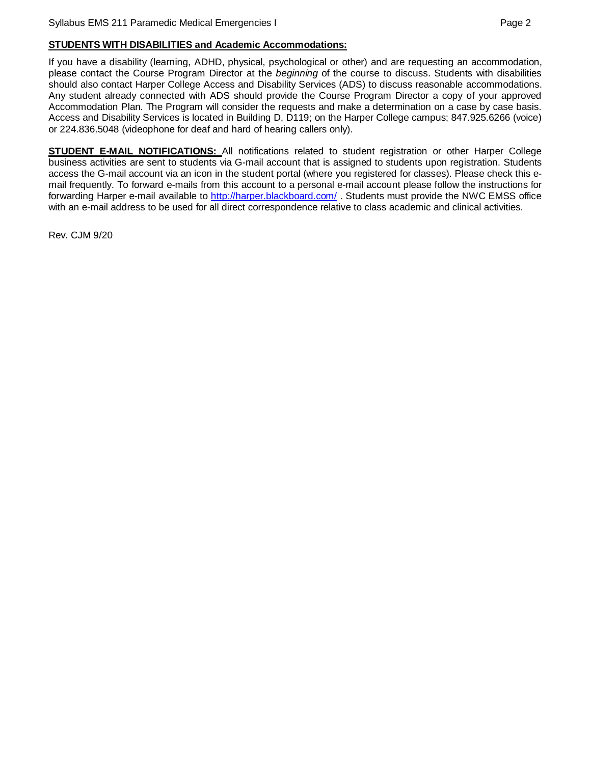**STUDENTS WITH DISABILITIES and Academic Accommodations:**

If you have a disability (learning, ADHD, physical, psychological or other) and are requesting an accommodation, please contact the Course Program Director at the *beginning* of the course to discuss. Students with disabilities should also contact Harper College Access and Disability Services (ADS) to discuss reasonable accommodations. Any student already connected with ADS should provide the Course Program Director a copy of your approved Accommodation Plan. The Program will consider the requests and make a determination on a case by case basis. Access and Disability Services is located in Building D, D119; on the Harper College campus; 847.925.6266 (voice) or 224.836.5048 (videophone for deaf and hard of hearing callers only).

**STUDENT E-MAIL NOTIFICATIONS:** All notifications related to student registration or other Harper College business activities are sent to students via G-mail account that is assigned to students upon registration. Students access the G-mail account via an icon in the student portal (where you registered for classes). Please check this e-mail frequently. To forward e-mails from this account to a personal e-mail account please follow the instructions for forwarding Harper e-mail available to http://harper.blackboard.com/ . Students must provide the NWC EMSS office with an e-mail address to be used for all direct correspondence relative to class academic and clinical activities.

Rev. CJM 9/20